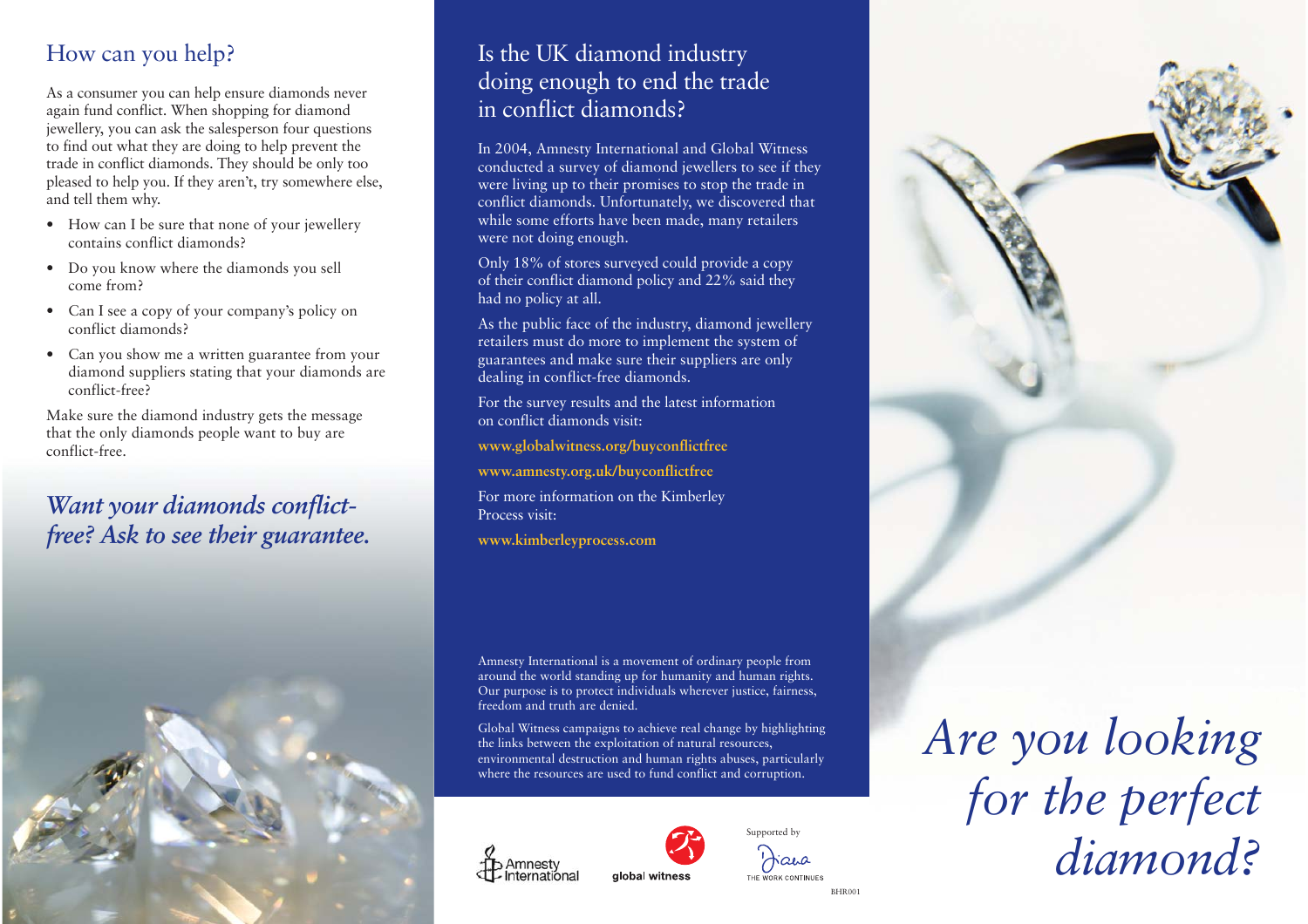## How can you help?

As a consumer you can help ensure diamonds never again fund conflict. When shopping for diamond jewellery, you can ask the salesperson four questions to find out what they are doing to help prevent the trade in conflict diamonds. They should be only too pleased to help you. If they aren't, try somewhere else, and tell them why.

- How can I be sure that none of your jewellery contains conflict diamonds?
- Do you know where the diamonds you sell come from?
- Can I see a copy of your company's policy on conflict diamonds?
- Can you show me a written guarantee from your diamond suppliers stating that your diamonds are conflict-free?

Make sure the diamond industry gets the message that the only diamonds people want to buy are conflict-free.

***Want your diamonds conflict-free? Ask to see their guarantee.***

## Is the UK diamond industry doing enough to end the trade in conflict diamonds?

In 2004, Amnesty International and Global Witness conducted a survey of diamond jewellers to see if they were living up to their promises to stop the trade in conflict diamonds. Unfortunately, we discovered that while some efforts have been made, many retailers were not doing enough.

Only 18% of stores surveyed could provide a copy of their conflict diamond policy and 22% said they had no policy at all.

As the public face of the industry, diamond jewellery retailers must do more to implement the system of guarantees and make sure their suppliers are only dealing in conflict-free diamonds.

For the survey results and the latest information on conflict diamonds visit:

**www.globalwitness.org/buyconflictfree**

**www.amnesty.org.uk/buyconflictfree**

For more information on the Kimberley Process visit:

**www.kimberleyprocess.com**

Amnesty International is a movement of ordinary people from around the world standing up for humanity and human rights. Our purpose is to protect individuals wherever justice, fairness, freedom and truth are denied.

Global Witness campaigns to achieve real change by highlighting the links between the exploitation of natural resources, environmental destruction and human rights abuses, particularly where the resources are used to fund conflict and corruption.

Amnesty International

global witness

Supported by

Diana THE WORK CONTINUES

BHR001

# *Are you looking for the perfect diamond?*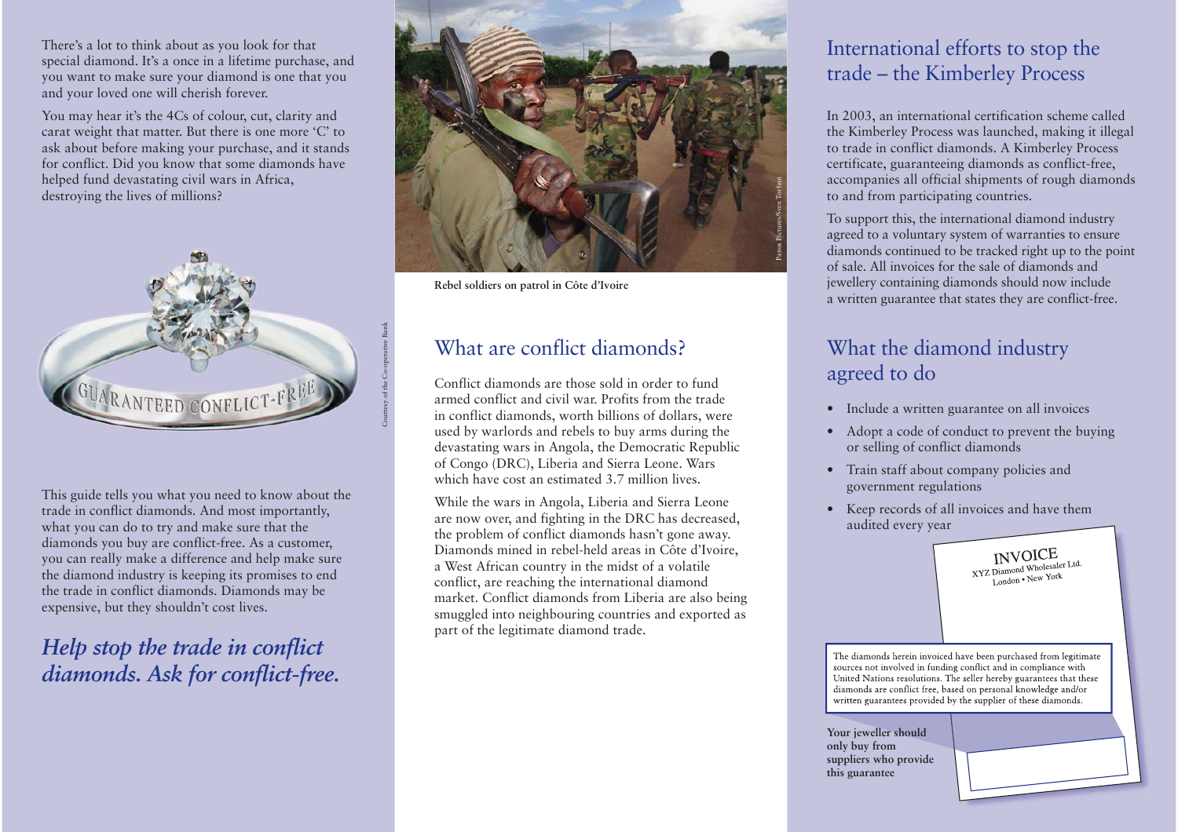There's a lot to think about as you look for that special diamond. It's a once in a lifetime purchase, and you want to make sure your diamond is one that you and your loved one will cherish forever.

You may hear it's the 4Cs of colour, cut, clarity and carat weight that matter. But there is one more 'C' to ask about before making your purchase, and it stands for conflict. Did you know that some diamonds have helped fund devastating civil wars in Africa, destroying the lives of millions?

GUARANTEED CONFLICT-FREE

Courtesy of the Co-operative Bank

This guide tells you what you need to know about the trade in conflict diamonds. And most importantly, what you can do to try and make sure that the diamonds you buy are conflict-free. As a customer, you can really make a difference and help make sure the diamond industry is keeping its promises to end the trade in conflict diamonds. Diamonds may be expensive, but they shouldn't cost lives.

***Help stop the trade in conflict diamonds. Ask for conflict-free.***

Panos Pictures/Sven Torfinn

**Rebel soldiers on patrol in Côte d'Ivoire**

## What are conflict diamonds?

Conflict diamonds are those sold in order to fund armed conflict and civil war. Profits from the trade in conflict diamonds, worth billions of dollars, were used by warlords and rebels to buy arms during the devastating wars in Angola, the Democratic Republic of Congo (DRC), Liberia and Sierra Leone. Wars which have cost an estimated 3.7 million lives.

While the wars in Angola, Liberia and Sierra Leone are now over, and fighting in the DRC has decreased, the problem of conflict diamonds hasn't gone away. Diamonds mined in rebel-held areas in Côte d'Ivoire, a West African country in the midst of a volatile conflict, are reaching the international diamond market. Conflict diamonds from Liberia are also being smuggled into neighbouring countries and exported as part of the legitimate diamond trade.

## International efforts to stop the trade – the Kimberley Process

In 2003, an international certification scheme called the Kimberley Process was launched, making it illegal to trade in conflict diamonds. A Kimberley Process certificate, guaranteeing diamonds as conflict-free, accompanies all official shipments of rough diamonds to and from participating countries.

To support this, the international diamond industry agreed to a voluntary system of warranties to ensure diamonds continued to be tracked right up to the point of sale. All invoices for the sale of diamonds and jewellery containing diamonds should now include a written guarantee that states they are conflict-free.

## What the diamond industry agreed to do

- Include a written guarantee on all invoices
- Adopt a code of conduct to prevent the buying or selling of conflict diamonds
- Train staff about company policies and government regulations
- Keep records of all invoices and have them audited every year

INVOICE
XYZ Diamond Wholesaler Ltd.
London • New York

The diamonds herein invoiced have been purchased from legitimate sources not involved in funding conflict and in compliance with United Nations resolutions. The seller hereby guarantees that these diamonds are conflict free, based on personal knowledge and/or written guarantees provided by the supplier of these diamonds.

**Your jeweller should only buy from suppliers who provide this guarantee**